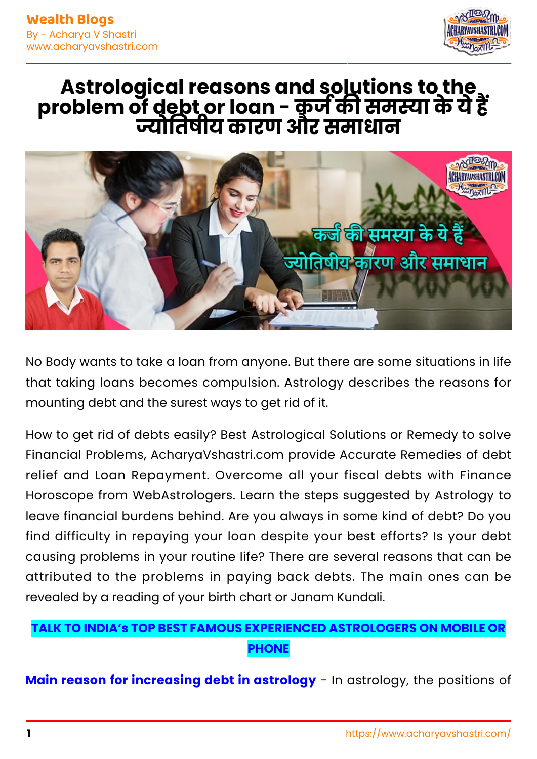# Astrological reasons and solutions to the problem of debt or loan - कर्ज की समस्या के ये हैं ज्योतिषीय कारण और समाधान

No Body wants to take a loan from anyone. But there are some situations in life that taking loans becomes compulsion. Astrology describes the reasons for mounting debt and the surest ways to get rid of it.

How to get rid of debts easily? Best Astrological Solutions or Remedy to solve Financial Problems, AcharyaVshastri.com provide Accurate Remedies of debt relief and Loan Repayment. Overcome all your fiscal debts with Finance Horoscope from WebAstrologers. Learn the steps suggested by Astrology to leave financial burdens behind. Are you always in some kind of debt? Do you find difficulty in repaying your loan despite your best efforts? Is your debt causing problems in your routine life? There are several reasons that can be attributed to the problems in paying back debts. The main ones can be revealed by a reading of your birth chart or Janam Kundali.

**TALK TO INDIA's TOP BEST FAMOUS EXPERIENCED ASTROLOGERS ON MOBILE OR PHONE**

**Main reason for increasing debt in astrology** - In astrology, the positions of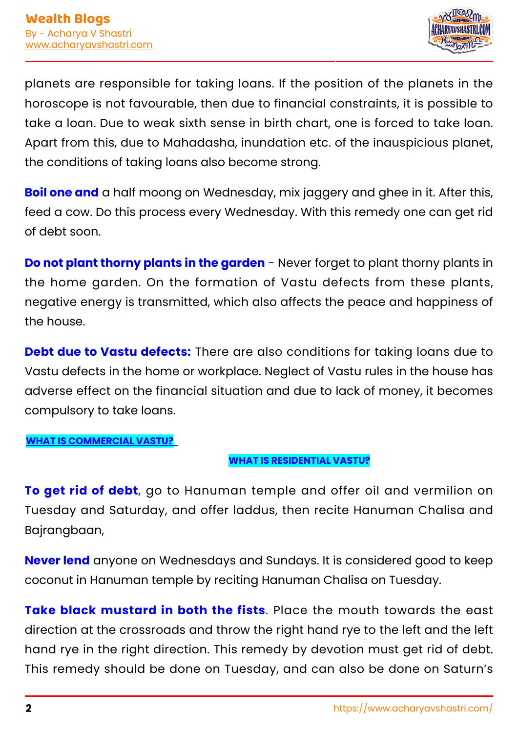planets are responsible for taking loans. If the position of the planets in the horoscope is not favourable, then due to financial constraints, it is possible to take a loan. Due to weak sixth sense in birth chart, one is forced to take loan. Apart from this, due to Mahadasha, inundation etc. of the inauspicious planet, the conditions of taking loans also become strong.

**Boil one and** a half moong on Wednesday, mix jaggery and ghee in it. After this, feed a cow. Do this process every Wednesday. With this remedy one can get rid of debt soon.

**Do not plant thorny plants in the garden** - Never forget to plant thorny plants in the home garden. On the formation of Vastu defects from these plants, negative energy is transmitted, which also affects the peace and happiness of the house.

**Debt due to Vastu defects:** There are also conditions for taking loans due to Vastu defects in the home or workplace. Neglect of Vastu rules in the house has adverse effect on the financial situation and due to lack of money, it becomes compulsory to take loans.

**WHAT IS COMMERCIAL VASTU?**

**WHAT IS RESIDENTIAL VASTU?**

**To get rid of debt**, go to Hanuman temple and offer oil and vermilion on Tuesday and Saturday, and offer laddus, then recite Hanuman Chalisa and Bajrangbaan,

**Never lend** anyone on Wednesdays and Sundays. It is considered good to keep coconut in Hanuman temple by reciting Hanuman Chalisa on Tuesday.

**Take black mustard in both the fists**. Place the mouth towards the east direction at the crossroads and throw the right hand rye to the left and the left hand rye in the right direction. This remedy by devotion must get rid of debt. This remedy should be done on Tuesday, and can also be done on Saturn's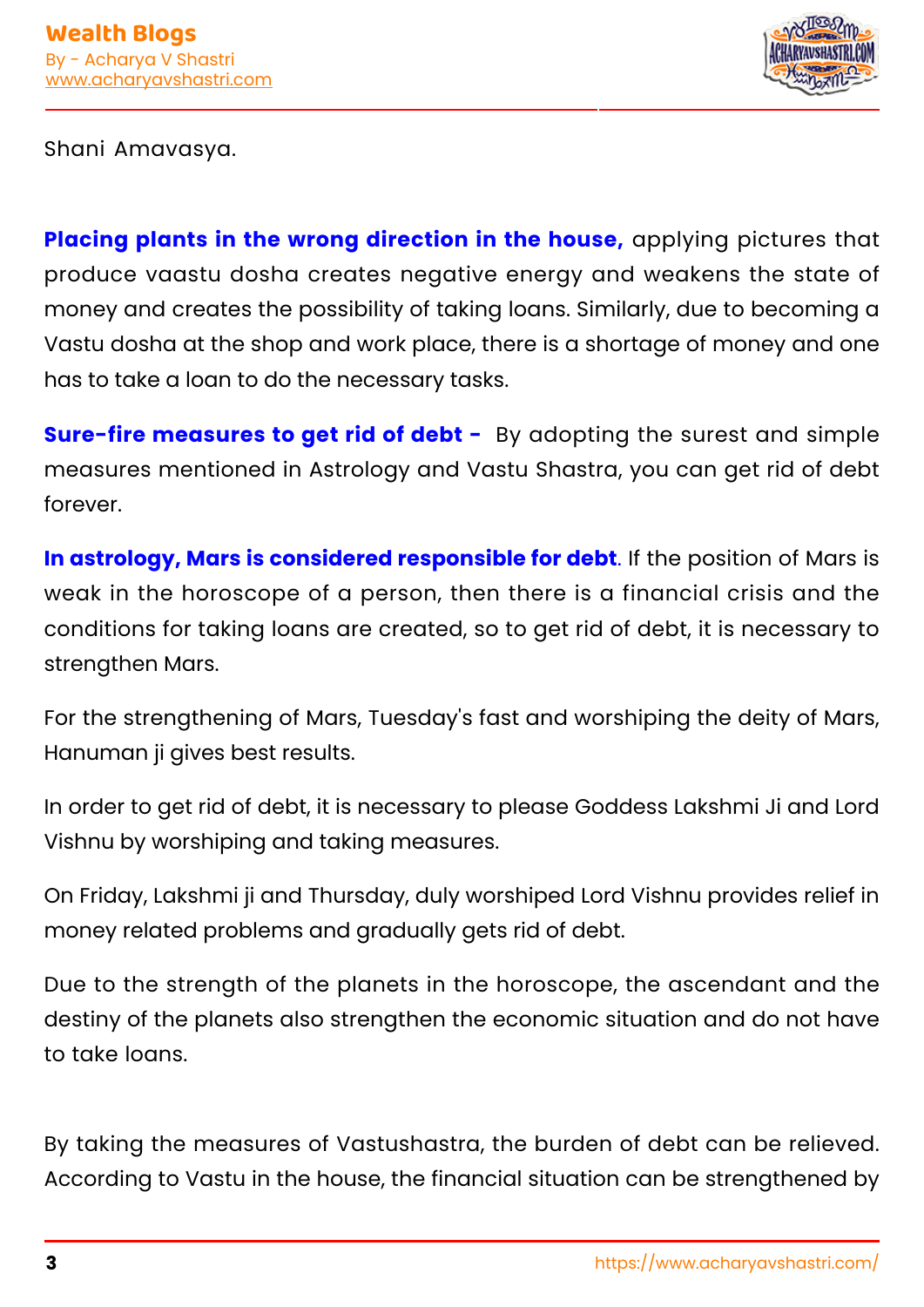Shani Amavasya.

**Placing plants in the wrong direction in the house,** applying pictures that produce vaastu dosha creates negative energy and weakens the state of money and creates the possibility of taking loans. Similarly, due to becoming a Vastu dosha at the shop and work place, there is a shortage of money and one has to take a loan to do the necessary tasks.

**Sure-fire measures to get rid of debt -** By adopting the surest and simple measures mentioned in Astrology and Vastu Shastra, you can get rid of debt forever.

**In astrology, Mars is considered responsible for debt**. If the position of Mars is weak in the horoscope of a person, then there is a financial crisis and the conditions for taking loans are created, so to get rid of debt, it is necessary to strengthen Mars.

For the strengthening of Mars, Tuesday's fast and worshiping the deity of Mars, Hanuman ji gives best results.

In order to get rid of debt, it is necessary to please Goddess Lakshmi Ji and Lord Vishnu by worshiping and taking measures.

On Friday, Lakshmi ji and Thursday, duly worshiped Lord Vishnu provides relief in money related problems and gradually gets rid of debt.

Due to the strength of the planets in the horoscope, the ascendant and the destiny of the planets also strengthen the economic situation and do not have to take loans.

By taking the measures of Vastushastra, the burden of debt can be relieved. According to Vastu in the house, the financial situation can be strengthened by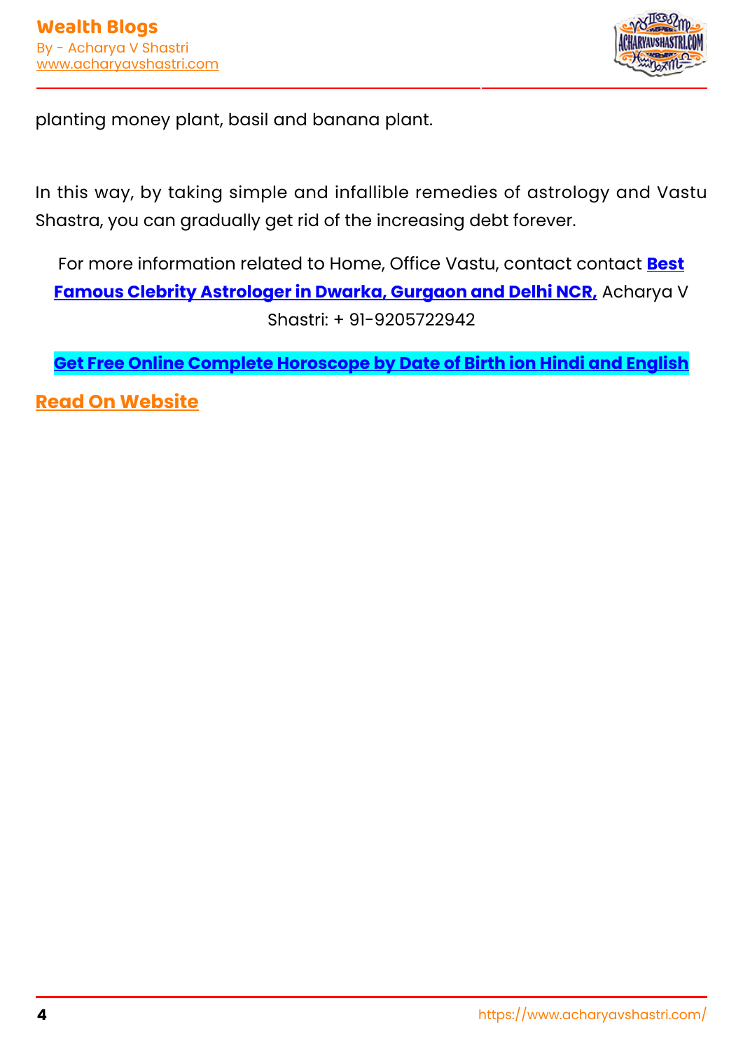planting money plant, basil and banana plant.

In this way, by taking simple and infallible remedies of astrology and Vastu Shastra, you can gradually get rid of the increasing debt forever.

For more information related to Home, Office Vastu, contact contact **Best Famous Clebrity Astrologer in Dwarka, Gurgaon and Delhi NCR,** Acharya V Shastri: + 91-9205722942

**Get Free Online Complete Horoscope by Date of Birth ion Hindi and English**

**Read On Website**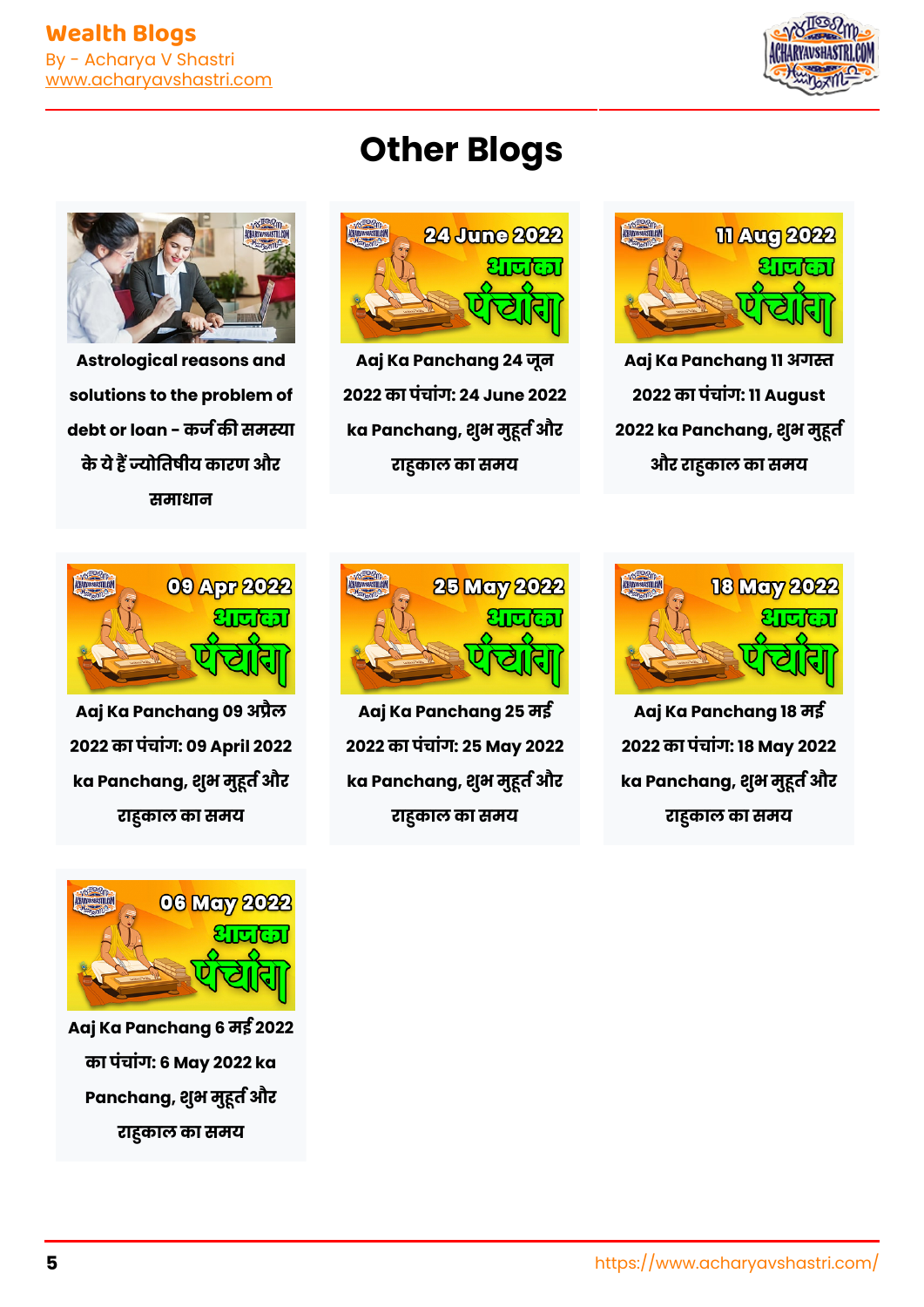# Other Blogs

Astrological reasons and solutions to the problem of debt or loan - कर्ज की समस्या के ये हैं ज्योतिषीय कारण और समाधान

Aaj Ka Panchang 24 जून 2022 का पंचांग: 24 June 2022 ka Panchang, शुभ मुहूर्त और राहुकाल का समय

Aaj Ka Panchang 11 अगस्त 2022 का पंचांग: 11 August 2022 ka Panchang, शुभ मुहूर्त और राहुकाल का समय

Aaj Ka Panchang 09 अप्रैल 2022 का पंचांग: 09 April 2022 ka Panchang, शुभ मुहूर्त और राहुकाल का समय

Aaj Ka Panchang 25 मई 2022 का पंचांग: 25 May 2022 ka Panchang, शुभ मुहूर्त और राहुकाल का समय

Aaj Ka Panchang 18 मई 2022 का पंचांग: 18 May 2022 ka Panchang, शुभ मुहूर्त और राहुकाल का समय

Aaj Ka Panchang 6 मई 2022 का पंचांग: 6 May 2022 ka Panchang, शुभ मुहूर्त और राहुकाल का समय